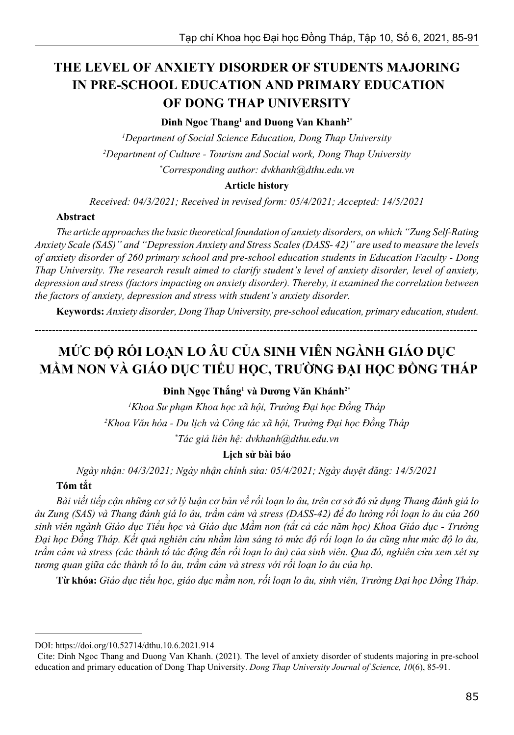# THE LEVEL OF ANXIETY DISORDER OF STUDENTS MAJORING IN PRE-SCHOOL EDUCATION AND PRIMARY EDUCATION OF DONG THAP UNIVERSITY

**Dinh Ngoc Thang[1] and Duong Van Khanh[2*]**

[1]*Department of Social Science Education, Dong Thap University*

[2]*Department of Culture - Tourism and Social work, Dong Thap University*

[*]*Corresponding author: dvkhanh@dthu.edu.vn*

**Article history**

*Received: 04/3/2021; Received in revised form: 05/4/2021; Accepted: 14/5/2021*

### Abstract

*The article approaches the basic theoretical foundation of anxiety disorders, on which "Zung Self-Rating Anxiety Scale (SAS)" and "Depression Anxiety and Stress Scales (DASS- 42)" are used to measure the levels of anxiety disorder of 260 primary school and pre-school education students in Education Faculty - Dong Thap University. The research result aimed to clarify student's level of anxiety disorder, level of anxiety, depression and stress (factors impacting on anxiety disorder). Thereby, it examined the correlation between the factors of anxiety, depression and stress with student's anxiety disorder.*

**Keywords:** *Anxiety disorder, Dong Thap University, pre-school education, primary education, student.*

---

# MỨC ĐỘ RỐI LOẠN LO ÂU CỦA SINH VIÊN NGÀNH GIÁO DỤC MẦM NON VÀ GIÁO DỤC TIỂU HỌC, TRƯỜNG ĐẠI HỌC ĐỒNG THÁP

**Đinh Ngọc Thắng[1] và Dương Văn Khánh[2*]**

[1]*Khoa Sư phạm Khoa học xã hội, Trường Đại học Đồng Tháp*

[2]*Khoa Văn hóa - Du lịch và Công tác xã hội, Trường Đại học Đồng Tháp*

[*]*Tác giả liên hệ: dvkhanh@dthu.edu.vn*

**Lịch sử bài báo**

*Ngày nhận: 04/3/2021; Ngày nhận chỉnh sửa: 05/4/2021; Ngày duyệt đăng: 14/5/2021*

### Tóm tắt

*Bài viết tiếp cận những cơ sở lý luận cơ bản về rối loạn lo âu, trên cơ sở đó sử dụng Thang đánh giá lo âu Zung (SAS) và Thang đánh giá lo âu, trầm cảm và stress (DASS-42) để đo lường rối loạn lo âu của 260 sinh viên ngành Giáo dục Tiểu học và Giáo dục Mầm non (tất cả các năm học) Khoa Giáo dục - Trường Đại học Đồng Tháp. Kết quả nghiên cứu nhằm làm sáng tỏ mức độ rối loạn lo âu cũng như mức độ lo âu, trầm cảm và stress (các thành tố tác động đến rối loạn lo âu) của sinh viên. Qua đó, nghiên cứu xem xét sự tương quan giữa các thành tố lo âu, trầm cảm và stress với rối loạn lo âu của họ.*

**Từ khóa:** *Giáo dục tiểu học, giáo dục mầm non, rối loạn lo âu, sinh viên, Trường Đại học Đồng Tháp.*

---

DOI: https://doi.org/10.52714/dthu.10.6.2021.914

Cite: Dinh Ngoc Thang and Duong Van Khanh. (2021). The level of anxiety disorder of students majoring in pre-school education and primary education of Dong Thap University. *Dong Thap University Journal of Science, 10*(6), 85-91.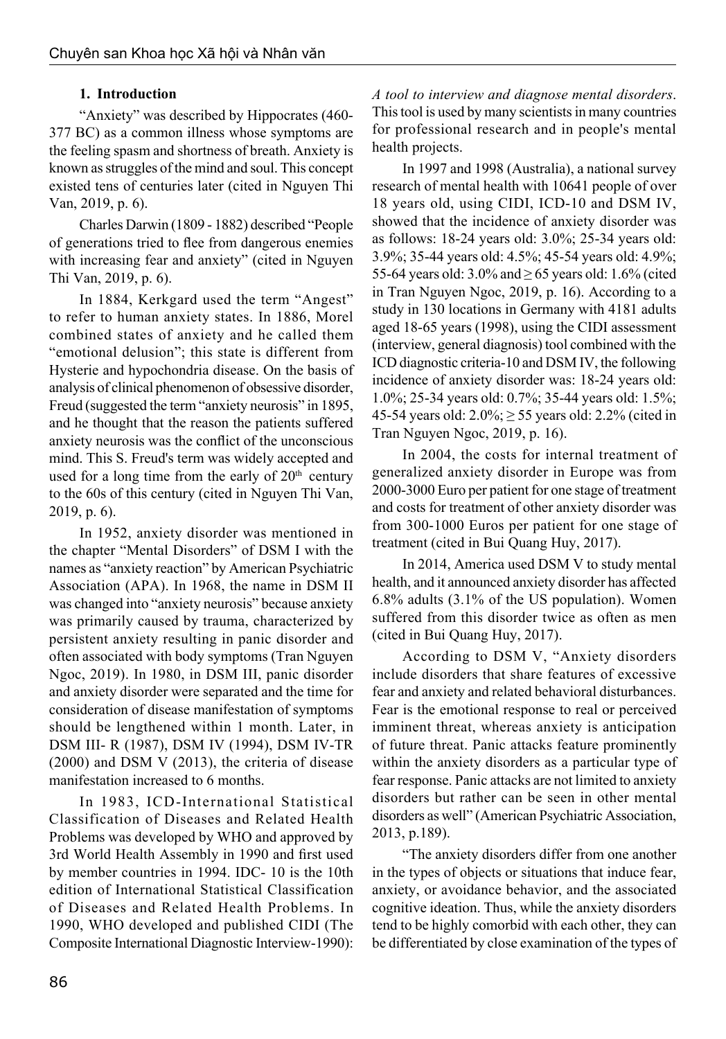## 1. Introduction

"Anxiety" was described by Hippocrates (460-377 BC) as a common illness whose symptoms are the feeling spasm and shortness of breath. Anxiety is known as struggles of the mind and soul. This concept existed tens of centuries later (cited in Nguyen Thi Van, 2019, p. 6).

Charles Darwin (1809 - 1882) described "People of generations tried to flee from dangerous enemies with increasing fear and anxiety" (cited in Nguyen Thi Van, 2019, p. 6).

In 1884, Kerkgard used the term "Angest" to refer to human anxiety states. In 1886, Morel combined states of anxiety and he called them "emotional delusion"; this state is different from Hysterie and hypochondria disease. On the basis of analysis of clinical phenomenon of obsessive disorder, Freud (suggested the term "anxiety neurosis" in 1895, and he thought that the reason the patients suffered anxiety neurosis was the conflict of the unconscious mind. This S. Freud's term was widely accepted and used for a long time from the early of 20th century to the 60s of this century (cited in Nguyen Thi Van, 2019, p. 6).

In 1952, anxiety disorder was mentioned in the chapter "Mental Disorders" of DSM I with the names as "anxiety reaction" by American Psychiatric Association (APA). In 1968, the name in DSM II was changed into "anxiety neurosis" because anxiety was primarily caused by trauma, characterized by persistent anxiety resulting in panic disorder and often associated with body symptoms (Tran Nguyen Ngoc, 2019). In 1980, in DSM III, panic disorder and anxiety disorder were separated and the time for consideration of disease manifestation of symptoms should be lengthened within 1 month. Later, in DSM III- R (1987), DSM IV (1994), DSM IV-TR (2000) and DSM V (2013), the criteria of disease manifestation increased to 6 months.

In 1983, ICD-International Statistical Classification of Diseases and Related Health Problems was developed by WHO and approved by 3rd World Health Assembly in 1990 and first used by member countries in 1994. IDC- 10 is the 10th edition of International Statistical Classification of Diseases and Related Health Problems. In 1990, WHO developed and published CIDI (The Composite International Diagnostic Interview-1990): *A tool to interview and diagnose mental disorders*. This tool is used by many scientists in many countries for professional research and in people's mental health projects.

In 1997 and 1998 (Australia), a national survey research of mental health with 10641 people of over 18 years old, using CIDI, ICD-10 and DSM IV, showed that the incidence of anxiety disorder was as follows: 18-24 years old: 3.0%; 25-34 years old: 3.9%; 35-44 years old: 4.5%; 45-54 years old: 4.9%; 55-64 years old: 3.0% and ≥ 65 years old: 1.6% (cited in Tran Nguyen Ngoc, 2019, p. 16). According to a study in 130 locations in Germany with 4181 adults aged 18-65 years (1998), using the CIDI assessment (interview, general diagnosis) tool combined with the ICD diagnostic criteria-10 and DSM IV, the following incidence of anxiety disorder was: 18-24 years old: 1.0%; 25-34 years old: 0.7%; 35-44 years old: 1.5%; 45-54 years old: 2.0%; ≥ 55 years old: 2.2% (cited in Tran Nguyen Ngoc, 2019, p. 16).

In 2004, the costs for internal treatment of generalized anxiety disorder in Europe was from 2000-3000 Euro per patient for one stage of treatment and costs for treatment of other anxiety disorder was from 300-1000 Euros per patient for one stage of treatment (cited in Bui Quang Huy, 2017).

In 2014, America used DSM V to study mental health, and it announced anxiety disorder has affected 6.8% adults (3.1% of the US population). Women suffered from this disorder twice as often as men (cited in Bui Quang Huy, 2017).

According to DSM V, "Anxiety disorders include disorders that share features of excessive fear and anxiety and related behavioral disturbances. Fear is the emotional response to real or perceived imminent threat, whereas anxiety is anticipation of future threat. Panic attacks feature prominently within the anxiety disorders as a particular type of fear response. Panic attacks are not limited to anxiety disorders but rather can be seen in other mental disorders as well" (American Psychiatric Association, 2013, p.189).

"The anxiety disorders differ from one another in the types of objects or situations that induce fear, anxiety, or avoidance behavior, and the associated cognitive ideation. Thus, while the anxiety disorders tend to be highly comorbid with each other, they can be differentiated by close examination of the types of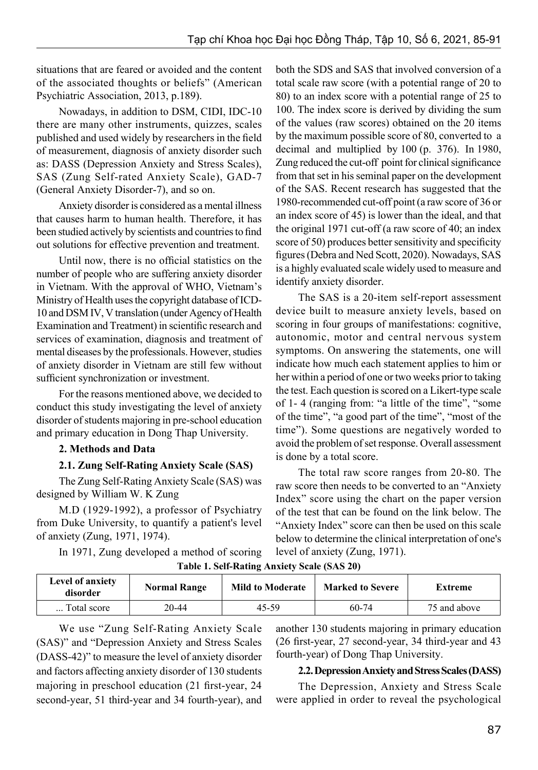situations that are feared or avoided and the content of the associated thoughts or beliefs" (American Psychiatric Association, 2013, p.189).

Nowadays, in addition to DSM, CIDI, IDC-10 there are many other instruments, quizzes, scales published and used widely by researchers in the field of measurement, diagnosis of anxiety disorder such as: DASS (Depression Anxiety and Stress Scales), SAS (Zung Self-rated Anxiety Scale), GAD-7 (General Anxiety Disorder-7), and so on.

Anxiety disorder is considered as a mental illness that causes harm to human health. Therefore, it has been studied actively by scientists and countries to find out solutions for effective prevention and treatment.

Until now, there is no official statistics on the number of people who are suffering anxiety disorder in Vietnam. With the approval of WHO, Vietnam's Ministry of Health uses the copyright database of ICD-10 and DSM IV, V translation (under Agency of Health Examination and Treatment) in scientific research and services of examination, diagnosis and treatment of mental diseases by the professionals. However, studies of anxiety disorder in Vietnam are still few without sufficient synchronization or investment.

For the reasons mentioned above, we decided to conduct this study investigating the level of anxiety disorder of students majoring in pre-school education and primary education in Dong Thap University.

## 2. Methods and Data

### 2.1. Zung Self-Rating Anxiety Scale (SAS)

The Zung Self-Rating Anxiety Scale (SAS) was designed by William W. K Zung

M.D (1929-1992), a professor of Psychiatry from Duke University, to quantify a patient's level of anxiety (Zung, 1971, 1974).

In 1971, Zung developed a method of scoring both the SDS and SAS that involved conversion of a total scale raw score (with a potential range of 20 to 80) to an index score with a potential range of 25 to 100. The index score is derived by dividing the sum of the values (raw scores) obtained on the 20 items by the maximum possible score of 80, converted to a decimal and multiplied by 100 (p. 376). In 1980, Zung reduced the cut-off point for clinical significance from that set in his seminal paper on the development of the SAS. Recent research has suggested that the 1980-recommended cut-off point (a raw score of 36 or an index score of 45) is lower than the ideal, and that the original 1971 cut-off (a raw score of 40; an index score of 50) produces better sensitivity and specificity figures (Debra and Ned Scott, 2020). Nowadays, SAS is a highly evaluated scale widely used to measure and identify anxiety disorder.

The SAS is a 20-item self-report assessment device built to measure anxiety levels, based on scoring in four groups of manifestations: cognitive, autonomic, motor and central nervous system symptoms. On answering the statements, one will indicate how much each statement applies to him or her within a period of one or two weeks prior to taking the test. Each question is scored on a Likert-type scale of 1- 4 (ranging from: "a little of the time", "some of the time", "a good part of the time", "most of the time"). Some questions are negatively worded to avoid the problem of set response. Overall assessment is done by a total score.

The total raw score ranges from 20-80. The raw score then needs to be converted to an "Anxiety Index" score using the chart on the paper version of the test that can be found on the link below. The "Anxiety Index" score can then be used on this scale below to determine the clinical interpretation of one's level of anxiety (Zung, 1971).

**Table 1. Self-Rating Anxiety Scale (SAS 20)**

| Level of anxiety disorder | Normal Range | Mild to Moderate | Marked to Severe | Extreme |
|---|---|---|---|---|
| ... Total score | 20-44 | 45-59 | 60-74 | 75 and above |

We use "Zung Self-Rating Anxiety Scale (SAS)" and "Depression Anxiety and Stress Scales (DASS-42)" to measure the level of anxiety disorder and factors affecting anxiety disorder of 130 students majoring in preschool education (21 first-year, 24 second-year, 51 third-year and 34 fourth-year), and another 130 students majoring in primary education (26 first-year, 27 second-year, 34 third-year and 43 fourth-year) of Dong Thap University.

### 2.2. Depression Anxiety and Stress Scales (DASS)

The Depression, Anxiety and Stress Scale were applied in order to reveal the psychological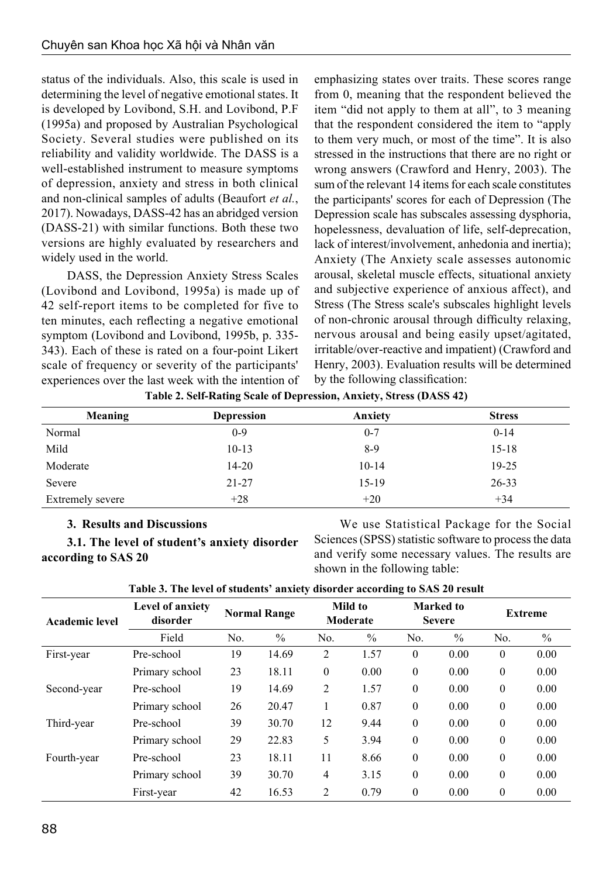status of the individuals. Also, this scale is used in determining the level of negative emotional states. It is developed by Lovibond, S.H. and Lovibond, P.F (1995a) and proposed by Australian Psychological Society. Several studies were published on its reliability and validity worldwide. The DASS is a well-established instrument to measure symptoms of depression, anxiety and stress in both clinical and non-clinical samples of adults (Beaufort *et al.*, 2017). Nowadays, DASS-42 has an abridged version (DASS-21) with similar functions. Both these two versions are highly evaluated by researchers and widely used in the world.

DASS, the Depression Anxiety Stress Scales (Lovibond and Lovibond, 1995a) is made up of 42 self-report items to be completed for five to ten minutes, each reflecting a negative emotional symptom (Lovibond and Lovibond, 1995b, p. 335-343). Each of these is rated on a four-point Likert scale of frequency or severity of the participants' experiences over the last week with the intention of emphasizing states over traits. These scores range from 0, meaning that the respondent believed the item "did not apply to them at all", to 3 meaning that the respondent considered the item to "apply to them very much, or most of the time". It is also stressed in the instructions that there are no right or wrong answers (Crawford and Henry, 2003). The sum of the relevant 14 items for each scale constitutes the participants' scores for each of Depression (The Depression scale has subscales assessing dysphoria, hopelessness, devaluation of life, self-deprecation, lack of interest/involvement, anhedonia and inertia); Anxiety (The Anxiety scale assesses autonomic arousal, skeletal muscle effects, situational anxiety and subjective experience of anxious affect), and Stress (The Stress scale's subscales highlight levels of non-chronic arousal through difficulty relaxing, nervous arousal and being easily upset/agitated, irritable/over-reactive and impatient) (Crawford and Henry, 2003). Evaluation results will be determined by the following classification:

**Table 2. Self-Rating Scale of Depression, Anxiety, Stress (DASS 42)**

| Meaning | Depression | Anxiety | Stress |
|---|---|---|---|
| Normal | 0-9 | 0-7 | 0-14 |
| Mild | 10-13 | 8-9 | 15-18 |
| Moderate | 14-20 | 10-14 | 19-25 |
| Severe | 21-27 | 15-19 | 26-33 |
| Extremely severe | +28 | +20 | +34 |

## 3. Results and Discussions

### 3.1. The level of student's anxiety disorder according to SAS 20

We use Statistical Package for the Social Sciences (SPSS) statistic software to process the data and verify some necessary values. The results are shown in the following table:

**Table 3. The level of students' anxiety disorder according to SAS 20 result**

| Academic level | Level of anxiety disorder | Normal Range | | Mild to Moderate | | Marked to Severe | | Extreme | |
|---|---|---|---|---|---|---|---|---|---|
| | Field | No. | % | No. | % | No. | % | No. | % |
| First-year | Pre-school | 19 | 14.69 | 2 | 1.57 | 0 | 0.00 | 0 | 0.00 |
| | Primary school | 23 | 18.11 | 0 | 0.00 | 0 | 0.00 | 0 | 0.00 |
| Second-year | Pre-school | 19 | 14.69 | 2 | 1.57 | 0 | 0.00 | 0 | 0.00 |
| | Primary school | 26 | 20.47 | 1 | 0.87 | 0 | 0.00 | 0 | 0.00 |
| Third-year | Pre-school | 39 | 30.70 | 12 | 9.44 | 0 | 0.00 | 0 | 0.00 |
| | Primary school | 29 | 22.83 | 5 | 3.94 | 0 | 0.00 | 0 | 0.00 |
| Fourth-year | Pre-school | 23 | 18.11 | 11 | 8.66 | 0 | 0.00 | 0 | 0.00 |
| | Primary school | 39 | 30.70 | 4 | 3.15 | 0 | 0.00 | 0 | 0.00 |
| | First-year | 42 | 16.53 | 2 | 0.79 | 0 | 0.00 | 0 | 0.00 |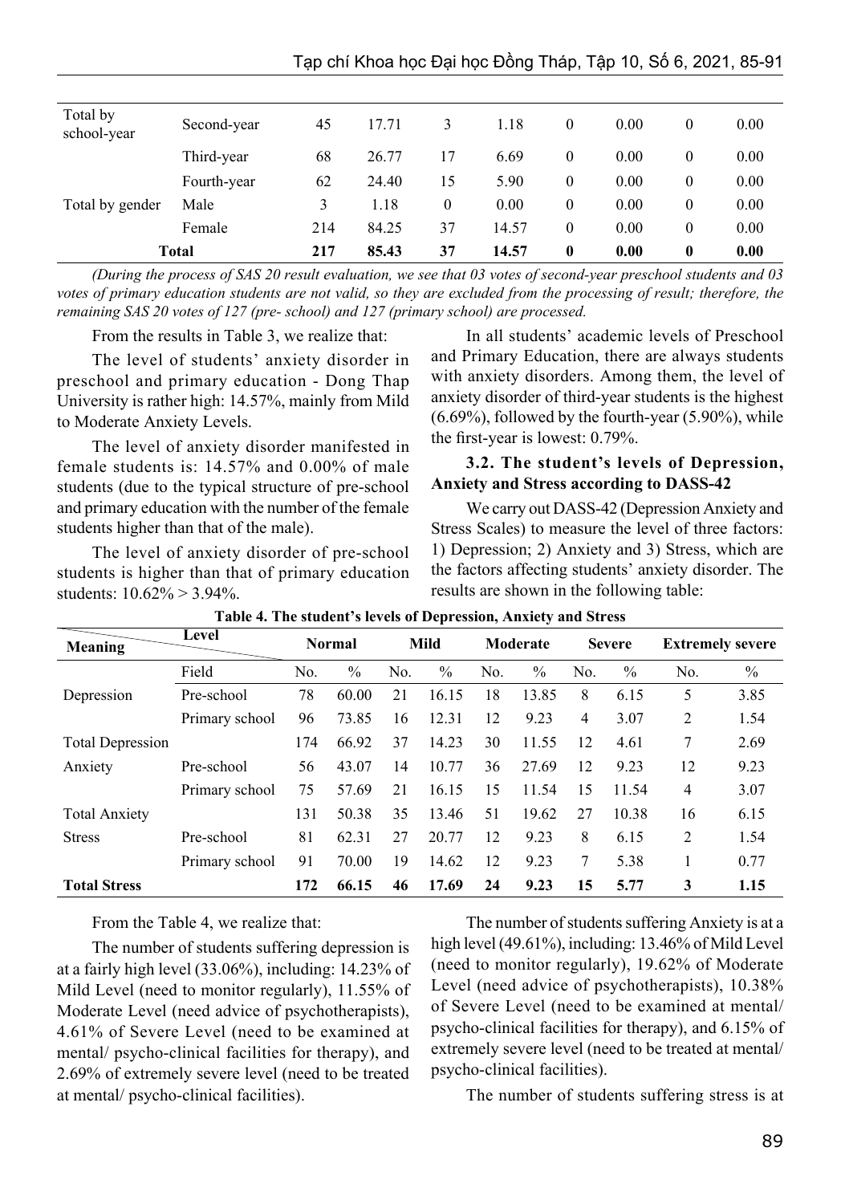| | | | | | | | | | | |
|---|---|---|---|---|---|---|---|---|---|---|
| Total by school-year | Second-year | 45 | 17.71 | 3 | 1.18 | 0 | 0.00 | 0 | 0.00 |
| | Third-year | 68 | 26.77 | 17 | 6.69 | 0 | 0.00 | 0 | 0.00 |
| | Fourth-year | 62 | 24.40 | 15 | 5.90 | 0 | 0.00 | 0 | 0.00 |
| Total by gender | Male | 3 | 1.18 | 0 | 0.00 | 0 | 0.00 | 0 | 0.00 |
| | Female | 214 | 84.25 | 37 | 14.57 | 0 | 0.00 | 0 | 0.00 |
| **Total** | | **217** | **85.43** | **37** | **14.57** | **0** | **0.00** | **0** | **0.00** |

*(During the process of SAS 20 result evaluation, we see that 03 votes of second-year preschool students and 03 votes of primary education students are not valid, so they are excluded from the processing of result; therefore, the remaining SAS 20 votes of 127 (pre- school) and 127 (primary school) are processed.*

From the results in Table 3, we realize that:

The level of students' anxiety disorder in preschool and primary education - Dong Thap University is rather high: 14.57%, mainly from Mild to Moderate Anxiety Levels.

The level of anxiety disorder manifested in female students is: 14.57% and 0.00% of male students (due to the typical structure of pre-school and primary education with the number of the female students higher than that of the male).

The level of anxiety disorder of pre-school students is higher than that of primary education students: 10.62% > 3.94%.

In all students' academic levels of Preschool and Primary Education, there are always students with anxiety disorders. Among them, the level of anxiety disorder of third-year students is the highest (6.69%), followed by the fourth-year (5.90%), while the first-year is lowest: 0.79%.

### 3.2. The student's levels of Depression, Anxiety and Stress according to DASS-42

We carry out DASS-42 (Depression Anxiety and Stress Scales) to measure the level of three factors: 1) Depression; 2) Anxiety and 3) Stress, which are the factors affecting students' anxiety disorder. The results are shown in the following table:

**Table 4. The student's levels of Depression, Anxiety and Stress**

| Meaning \ Level | | Normal | | Mild | | Moderate | | Severe | | Extremely severe | |
|---|---|---|---|---|---|---|---|---|---|---|---|
| | Field | No. | % | No. | % | No. | % | No. | % | No. | % |
| Depression | Pre-school | 78 | 60.00 | 21 | 16.15 | 18 | 13.85 | 8 | 6.15 | 5 | 3.85 |
| | Primary school | 96 | 73.85 | 16 | 12.31 | 12 | 9.23 | 4 | 3.07 | 2 | 1.54 |
| Total Depression | | 174 | 66.92 | 37 | 14.23 | 30 | 11.55 | 12 | 4.61 | 7 | 2.69 |
| Anxiety | Pre-school | 56 | 43.07 | 14 | 10.77 | 36 | 27.69 | 12 | 9.23 | 12 | 9.23 |
| | Primary school | 75 | 57.69 | 21 | 16.15 | 15 | 11.54 | 15 | 11.54 | 4 | 3.07 |
| Total Anxiety | | 131 | 50.38 | 35 | 13.46 | 51 | 19.62 | 27 | 10.38 | 16 | 6.15 |
| Stress | Pre-school | 81 | 62.31 | 27 | 20.77 | 12 | 9.23 | 8 | 6.15 | 2 | 1.54 |
| | Primary school | 91 | 70.00 | 19 | 14.62 | 12 | 9.23 | 7 | 5.38 | 1 | 0.77 |
| **Total Stress** | | **172** | **66.15** | **46** | **17.69** | **24** | **9.23** | **15** | **5.77** | **3** | **1.15** |

From the Table 4, we realize that:

The number of students suffering depression is at a fairly high level (33.06%), including: 14.23% of Mild Level (need to monitor regularly), 11.55% of Moderate Level (need advice of psychotherapists), 4.61% of Severe Level (need to be examined at mental/ psycho-clinical facilities for therapy), and 2.69% of extremely severe level (need to be treated at mental/ psycho-clinical facilities).

The number of students suffering Anxiety is at a high level (49.61%), including: 13.46% of Mild Level (need to monitor regularly), 19.62% of Moderate Level (need advice of psychotherapists), 10.38% of Severe Level (need to be examined at mental/ psycho-clinical facilities for therapy), and 6.15% of extremely severe level (need to be treated at mental/ psycho-clinical facilities).

The number of students suffering stress is at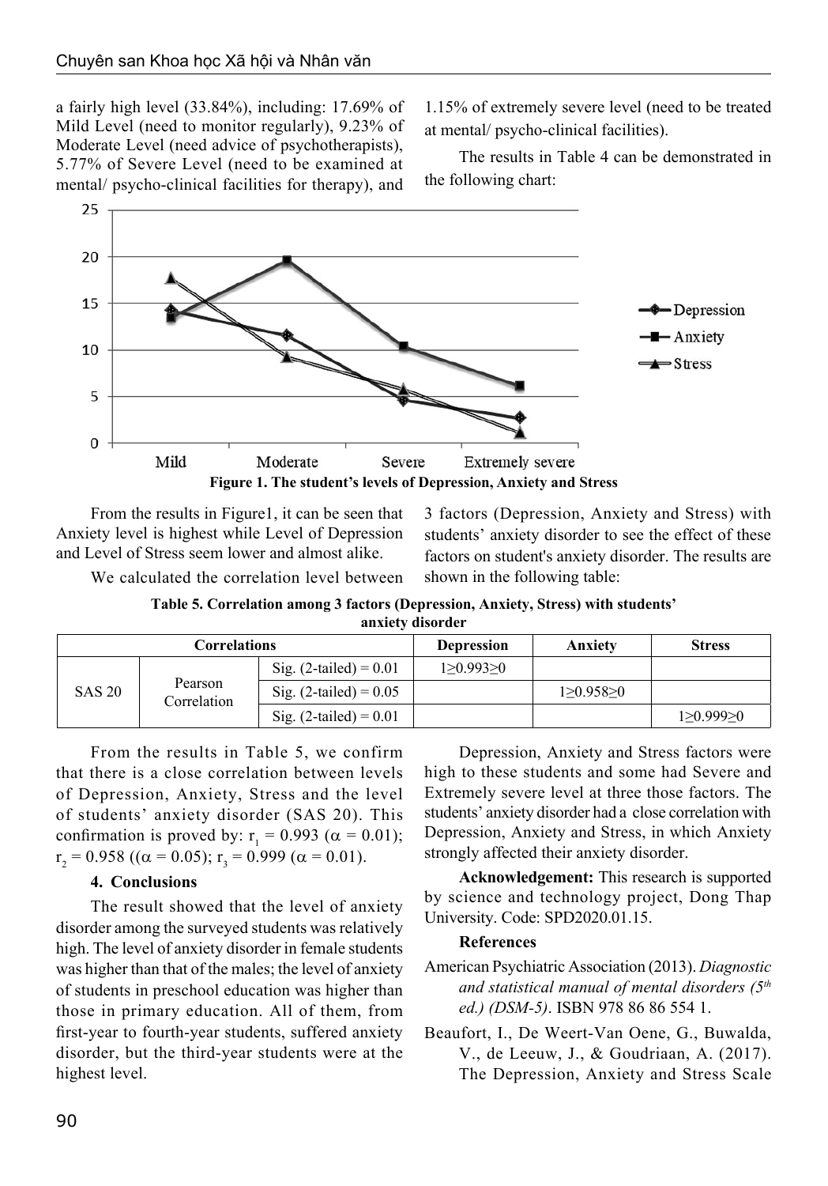a fairly high level (33.84%), including: 17.69% of Mild Level (need to monitor regularly), 9.23% of Moderate Level (need advice of psychotherapists), 5.77% of Severe Level (need to be examined at mental/ psycho-clinical facilities for therapy), and 1.15% of extremely severe level (need to be treated at mental/ psycho-clinical facilities).

The results in Table 4 can be demonstrated in the following chart:

**Figure 1. The student's levels of Depression, Anxiety and Stress**

From the results in Figure1, it can be seen that Anxiety level is highest while Level of Depression and Level of Stress seem lower and almost alike.

We calculated the correlation level between 3 factors (Depression, Anxiety and Stress) with students' anxiety disorder to see the effect of these factors on student's anxiety disorder. The results are shown in the following table:

**Table 5. Correlation among 3 factors (Depression, Anxiety, Stress) with students' anxiety disorder**

| Correlations | | | Depression | Anxiety | Stress |
|---|---|---|---|---|---|
| SAS 20 | Pearson Correlation | Sig. (2-tailed) = 0.01 | $1 \geq 0.993 \geq 0$ | | |
| | | Sig. (2-tailed) = 0.05 | | $1 \geq 0.958 \geq 0$ | |
| | | Sig. (2-tailed) = 0.01 | | | $1 \geq 0.999 \geq 0$ |

From the results in Table 5, we confirm that there is a close correlation between levels of Depression, Anxiety, Stress and the level of students' anxiety disorder (SAS 20). This confirmation is proved by: $r_1 = 0.993$ ($\alpha = 0.01$); $r_2 = 0.958$ (($\alpha = 0.05$); $r_3 = 0.999$ ($\alpha = 0.01$).

## 4. Conclusions

The result showed that the level of anxiety disorder among the surveyed students was relatively high. The level of anxiety disorder in female students was higher than that of the males; the level of anxiety of students in preschool education was higher than those in primary education. All of them, from first-year to fourth-year students, suffered anxiety disorder, but the third-year students were at the highest level.

Depression, Anxiety and Stress factors were high to these students and some had Severe and Extremely severe level at three those factors. The students' anxiety disorder had a close correlation with Depression, Anxiety and Stress, in which Anxiety strongly affected their anxiety disorder.

**Acknowledgement:** This research is supported by science and technology project, Dong Thap University. Code: SPD2020.01.15.

**References**

American Psychiatric Association (2013). *Diagnostic and statistical manual of mental disorders (5th ed.) (DSM-5)*. ISBN 978 86 86 554 1.

Beaufort, I., De Weert-Van Oene, G., Buwalda, V., de Leeuw, J., & Goudriaan, A. (2017). The Depression, Anxiety and Stress Scale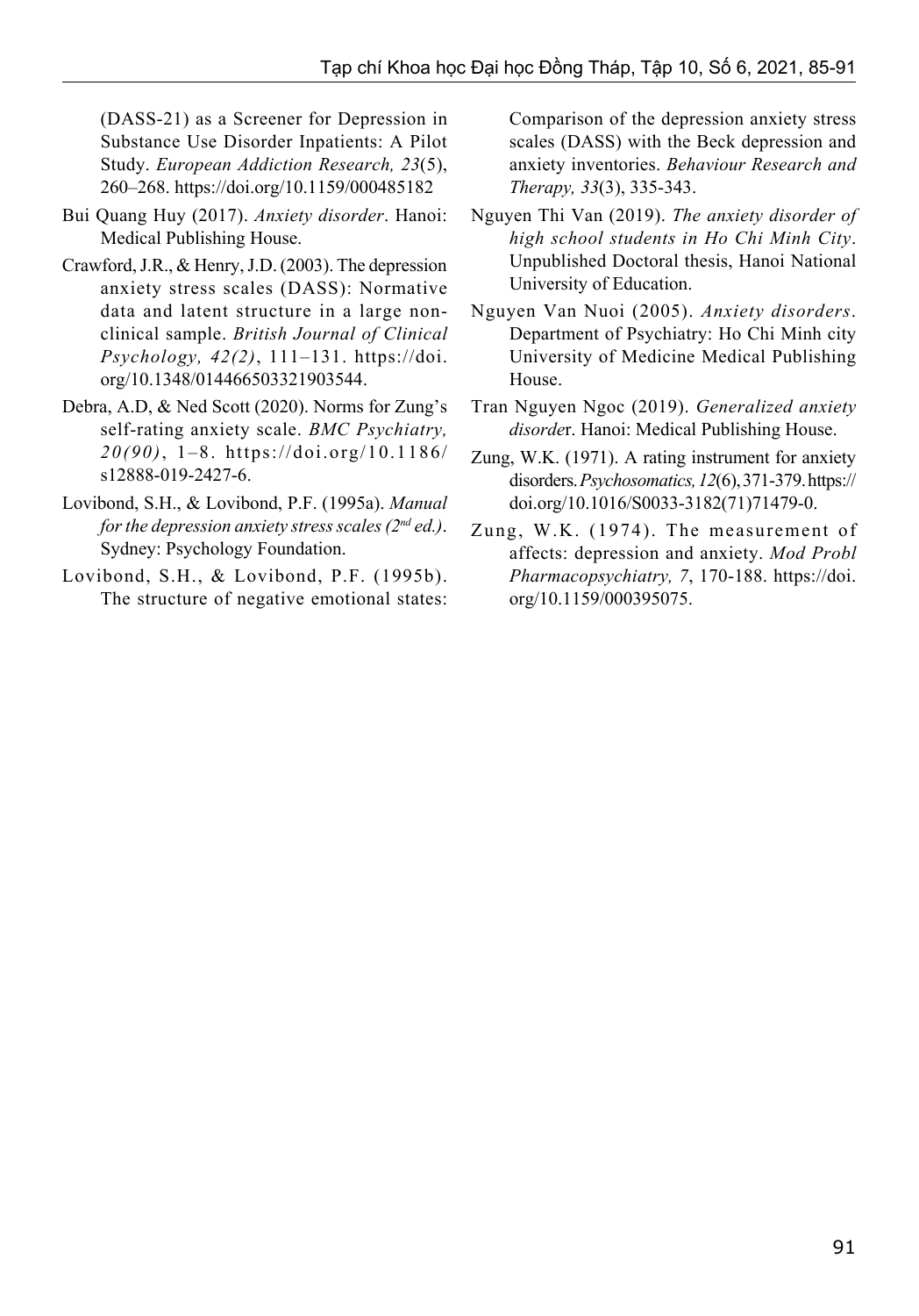(DASS-21) as a Screener for Depression in Substance Use Disorder Inpatients: A Pilot Study. *European Addiction Research, 23*(5), 260–268. https://doi.org/10.1159/000485182

Bui Quang Huy (2017). *Anxiety disorder*. Hanoi: Medical Publishing House.

Crawford, J.R., & Henry, J.D. (2003). The depression anxiety stress scales (DASS): Normative data and latent structure in a large non-clinical sample. *British Journal of Clinical Psychology, 42(2)*, 111–131. https://doi.org/10.1348/014466503321903544.

Debra, A.D, & Ned Scott (2020). Norms for Zung's self-rating anxiety scale. *BMC Psychiatry, 20(90)*, 1–8. https://doi.org/10.1186/s12888-019-2427-6.

Lovibond, S.H., & Lovibond, P.F. (1995a). *Manual for the depression anxiety stress scales (2nd ed.)*. Sydney: Psychology Foundation.

Lovibond, S.H., & Lovibond, P.F. (1995b). The structure of negative emotional states: Comparison of the depression anxiety stress scales (DASS) with the Beck depression and anxiety inventories. *Behaviour Research and Therapy, 33*(3), 335-343.

Nguyen Thi Van (2019). *The anxiety disorder of high school students in Ho Chi Minh City*. Unpublished Doctoral thesis, Hanoi National University of Education.

Nguyen Van Nuoi (2005). *Anxiety disorders*. Department of Psychiatry: Ho Chi Minh city University of Medicine Medical Publishing House.

Tran Nguyen Ngoc (2019). *Generalized anxiety disorde*r. Hanoi: Medical Publishing House.

Zung, W.K. (1971). A rating instrument for anxiety disorders. *Psychosomatics, 12*(6), 371-379. https://doi.org/10.1016/S0033-3182(71)71479-0.

Zung, W.K. (1974). The measurement of affects: depression and anxiety. *Mod Probl Pharmacopsychiatry, 7*, 170-188. https://doi.org/10.1159/000395075.